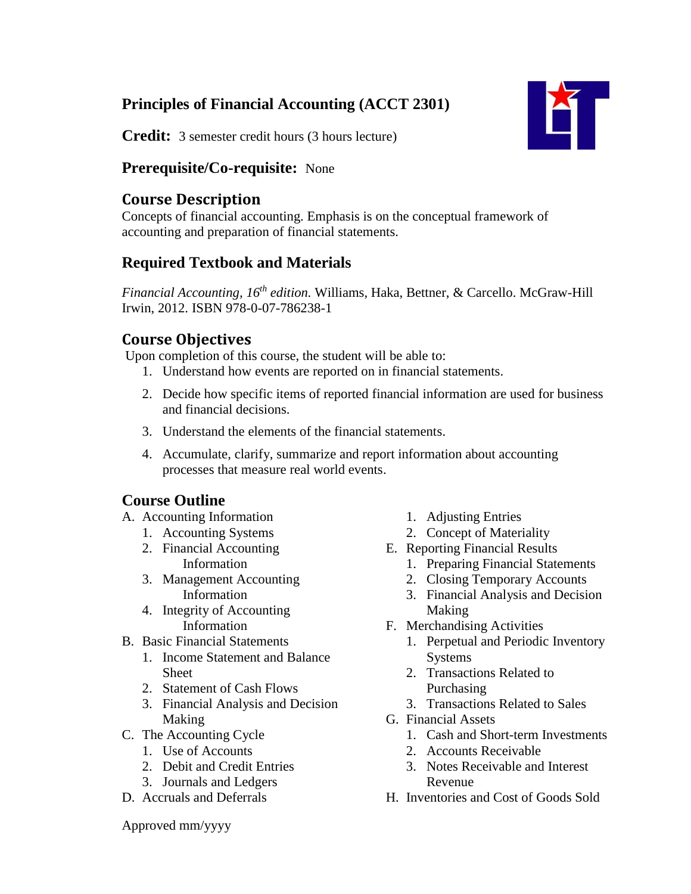# Principles of Financial Accounting (ACCT 2301)

**Credit:** 3 semester credit hours (3 hours lecture)

**Prerequisite/Co-requisite:** None

## Course Description

Concepts of financial accounting. Emphasis is on the conceptual framework of accounting and preparation of financial statements.

## Required Textbook and Materials

*Financial Accounting, 16th edition.* Williams, Haka, Bettner, & Carcello. McGraw-Hill Irwin, 2012. ISBN 978-0-07-786238-1

## Course Objectives

Upon completion of this course, the student will be able to:

1. Understand how events are reported on in financial statements.
2. Decide how specific items of reported financial information are used for business and financial decisions.
3. Understand the elements of the financial statements.
4. Accumulate, clarify, summarize and report information about accounting processes that measure real world events.

## Course Outline

A. Accounting Information
   1. Accounting Systems
   2. Financial Accounting Information
   3. Management Accounting Information
   4. Integrity of Accounting Information

B. Basic Financial Statements
   1. Income Statement and Balance Sheet
   2. Statement of Cash Flows
   3. Financial Analysis and Decision Making

C. The Accounting Cycle
   1. Use of Accounts
   2. Debit and Credit Entries
   3. Journals and Ledgers

D. Accruals and Deferrals
   1. Adjusting Entries
   2. Concept of Materiality

E. Reporting Financial Results
   1. Preparing Financial Statements
   2. Closing Temporary Accounts
   3. Financial Analysis and Decision Making

F. Merchandising Activities
   1. Perpetual and Periodic Inventory Systems
   2. Transactions Related to Purchasing
   3. Transactions Related to Sales

G. Financial Assets
   1. Cash and Short-term Investments
   2. Accounts Receivable
   3. Notes Receivable and Interest Revenue

H. Inventories and Cost of Goods Sold

Approved mm/yyyy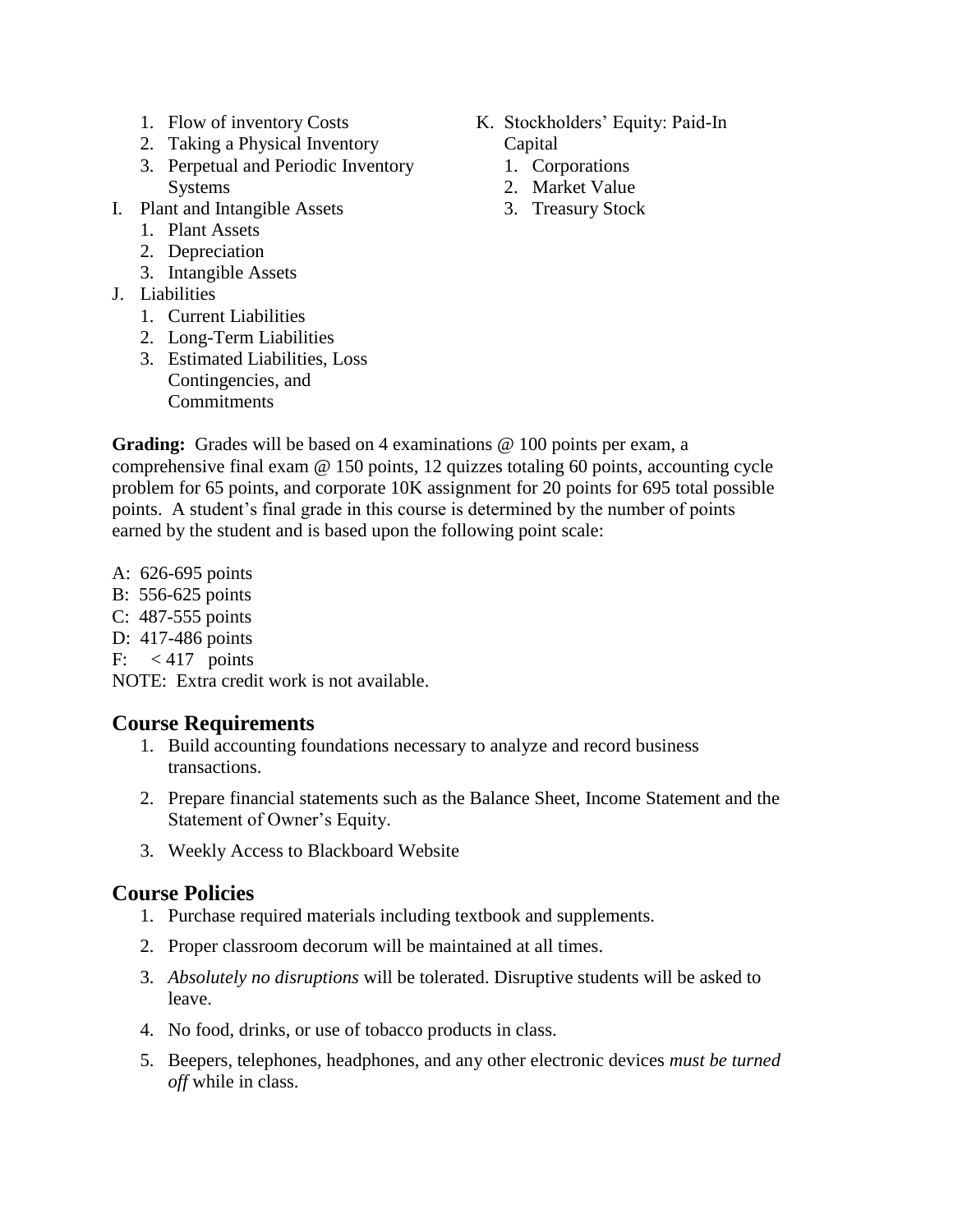1. Flow of inventory Costs
2. Taking a Physical Inventory
3. Perpetual and Periodic Inventory Systems

I. Plant and Intangible Assets
   1. Plant Assets
   2. Depreciation
   3. Intangible Assets

J. Liabilities
   1. Current Liabilities
   2. Long-Term Liabilities
   3. Estimated Liabilities, Loss Contingencies, and Commitments

K. Stockholders' Equity: Paid-In Capital
   1. Corporations
   2. Market Value
   3. Treasury Stock

**Grading:** Grades will be based on 4 examinations @ 100 points per exam, a comprehensive final exam @ 150 points, 12 quizzes totaling 60 points, accounting cycle problem for 65 points, and corporate 10K assignment for 20 points for 695 total possible points. A student's final grade in this course is determined by the number of points earned by the student and is based upon the following point scale:

A: 626-695 points
B: 556-625 points
C: 487-555 points
D: 417-486 points
F: < 417 points
NOTE: Extra credit work is not available.

## Course Requirements

1. Build accounting foundations necessary to analyze and record business transactions.
2. Prepare financial statements such as the Balance Sheet, Income Statement and the Statement of Owner's Equity.
3. Weekly Access to Blackboard Website

## Course Policies

1. Purchase required materials including textbook and supplements.
2. Proper classroom decorum will be maintained at all times.
3. *Absolutely no disruptions* will be tolerated. Disruptive students will be asked to leave.
4. No food, drinks, or use of tobacco products in class.
5. Beepers, telephones, headphones, and any other electronic devices *must be turned off* while in class.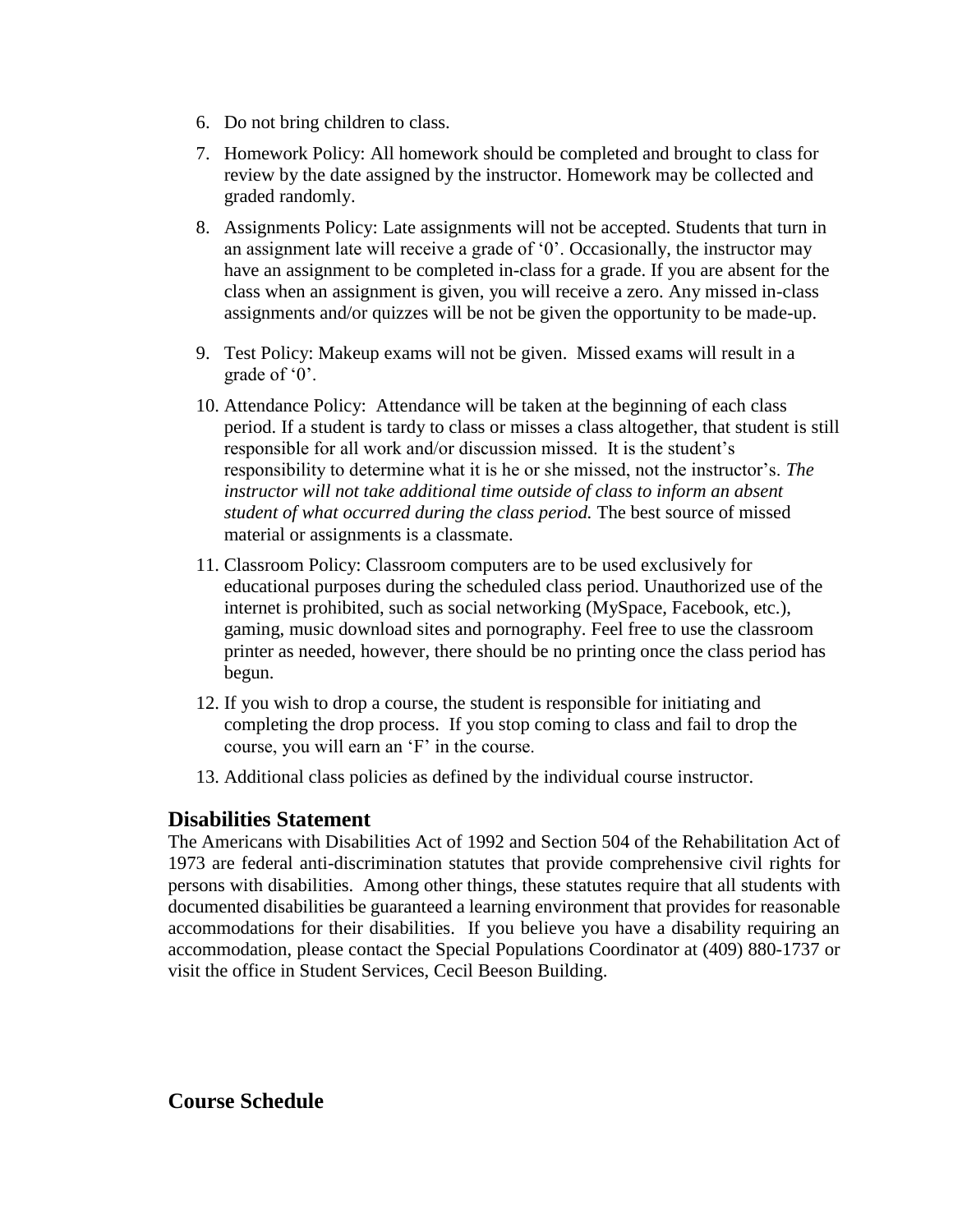6. Do not bring children to class.
7. Homework Policy: All homework should be completed and brought to class for review by the date assigned by the instructor. Homework may be collected and graded randomly.
8. Assignments Policy: Late assignments will not be accepted. Students that turn in an assignment late will receive a grade of '0'. Occasionally, the instructor may have an assignment to be completed in-class for a grade. If you are absent for the class when an assignment is given, you will receive a zero. Any missed in-class assignments and/or quizzes will be not be given the opportunity to be made-up.
9. Test Policy: Makeup exams will not be given. Missed exams will result in a grade of '0'.
10. Attendance Policy: Attendance will be taken at the beginning of each class period. If a student is tardy to class or misses a class altogether, that student is still responsible for all work and/or discussion missed. It is the student's responsibility to determine what it is he or she missed, not the instructor's. *The instructor will not take additional time outside of class to inform an absent student of what occurred during the class period.* The best source of missed material or assignments is a classmate.
11. Classroom Policy: Classroom computers are to be used exclusively for educational purposes during the scheduled class period. Unauthorized use of the internet is prohibited, such as social networking (MySpace, Facebook, etc.), gaming, music download sites and pornography. Feel free to use the classroom printer as needed, however, there should be no printing once the class period has begun.
12. If you wish to drop a course, the student is responsible for initiating and completing the drop process. If you stop coming to class and fail to drop the course, you will earn an 'F' in the course.
13. Additional class policies as defined by the individual course instructor.

## Disabilities Statement

The Americans with Disabilities Act of 1992 and Section 504 of the Rehabilitation Act of 1973 are federal anti-discrimination statutes that provide comprehensive civil rights for persons with disabilities. Among other things, these statutes require that all students with documented disabilities be guaranteed a learning environment that provides for reasonable accommodations for their disabilities. If you believe you have a disability requiring an accommodation, please contact the Special Populations Coordinator at (409) 880-1737 or visit the office in Student Services, Cecil Beeson Building.

## Course Schedule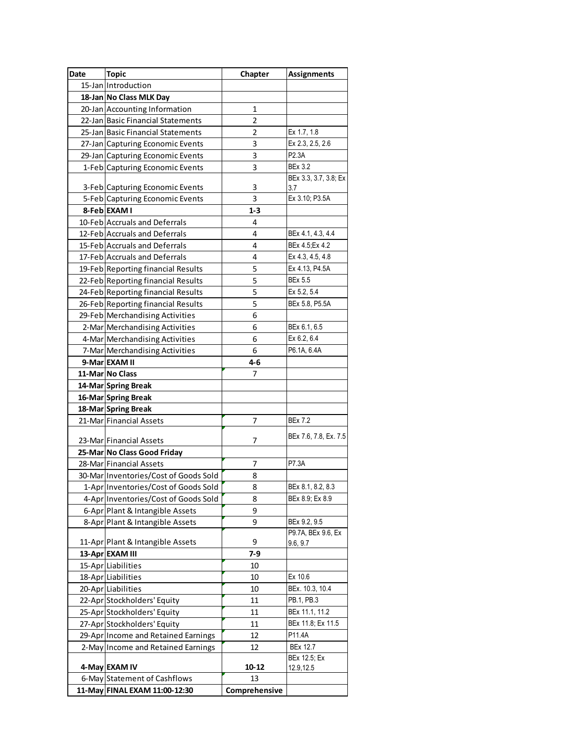| Date | Topic | Chapter | Assignments |
|---|---|---|---|
| 15-Jan | Introduction | | |
| **18-Jan** | **No Class MLK Day** | | |
| 20-Jan | Accounting Information | 1 | |
| 22-Jan | Basic Financial Statements | 2 | |
| 25-Jan | Basic Financial Statements | 2 | Ex 1.7, 1.8 |
| 27-Jan | Capturing Economic Events | 3 | Ex 2.3, 2.5, 2.6 |
| 29-Jan | Capturing Economic Events | 3 | P2.3A |
| 1-Feb | Capturing Economic Events | 3 | BEx 3.2 |
| 3-Feb | Capturing Economic Events | 3 | BEx 3.3, 3.7, 3.8; Ex 3.7 |
| 5-Feb | Capturing Economic Events | 3 | Ex 3.10; P3.5A |
| **8-Feb** | **EXAM I** | **1-3** | |
| 10-Feb | Accruals and Deferrals | 4 | |
| 12-Feb | Accruals and Deferrals | 4 | BEx 4.1, 4.3, 4.4 |
| 15-Feb | Accruals and Deferrals | 4 | BEx 4.5;Ex 4.2 |
| 17-Feb | Accruals and Deferrals | 4 | Ex 4.3, 4.5, 4.8 |
| 19-Feb | Reporting financial Results | 5 | Ex 4.13, P4.5A |
| 22-Feb | Reporting financial Results | 5 | BEx 5.5 |
| 24-Feb | Reporting financial Results | 5 | Ex 5.2, 5.4 |
| 26-Feb | Reporting financial Results | 5 | BEx 5.8, P5.5A |
| 29-Feb | Merchandising Activities | 6 | |
| 2-Mar | Merchandising Activities | 6 | BEx 6.1, 6.5 |
| 4-Mar | Merchandising Activities | 6 | Ex 6.2, 6.4 |
| 7-Mar | Merchandising Activities | 6 | P6.1A, 6.4A |
| **9-Mar** | **EXAM II** | **4-6** | |
| **11-Mar** | **No Class** | 7 | |
| **14-Mar** | **Spring Break** | | |
| **16-Mar** | **Spring Break** | | |
| **18-Mar** | **Spring Break** | | |
| 21-Mar | Financial Assets | 7 | BEx 7.2 |
| 23-Mar | Financial Assets | 7 | BEx 7.6, 7.8, Ex. 7.5 |
| **25-Mar** | **No Class Good Friday** | | |
| 28-Mar | Financial Assets | 7 | P7.3A |
| 30-Mar | Inventories/Cost of Goods Sold | 8 | |
| 1-Apr | Inventories/Cost of Goods Sold | 8 | BEx 8.1, 8.2, 8.3 |
| 4-Apr | Inventories/Cost of Goods Sold | 8 | BEx 8.9; Ex 8.9 |
| 6-Apr | Plant & Intangible Assets | 9 | |
| 8-Apr | Plant & Intangible Assets | 9 | BEx 9.2, 9.5 |
| 11-Apr | Plant & Intangible Assets | 9 | P9.7A, BEx 9.6, Ex 9.6, 9.7 |
| **13-Apr** | **EXAM III** | **7-9** | |
| 15-Apr | Liabilities | 10 | |
| 18-Apr | Liabilities | 10 | Ex 10.6 |
| 20-Apr | Liabilities | 10 | BEx. 10.3, 10.4 |
| 22-Apr | Stockholders' Equity | 11 | PB.1, PB.3 |
| 25-Apr | Stockholders' Equity | 11 | BEx 11.1, 11.2 |
| 27-Apr | Stockholders' Equity | 11 | BEx 11.8; Ex 11.5 |
| 29-Apr | Income and Retained Earnings | 12 | P11.4A |
| 2-May | Income and Retained Earnings | 12 | BEx 12.7 |
| **4-May** | **EXAM IV** | **10-12** | BEx 12.5; Ex 12.9,12.5 |
| 6-May | Statement of Cashflows | 13 | |
| **11-May** | **FINAL EXAM 11:00-12:30** | **Comprehensive** | |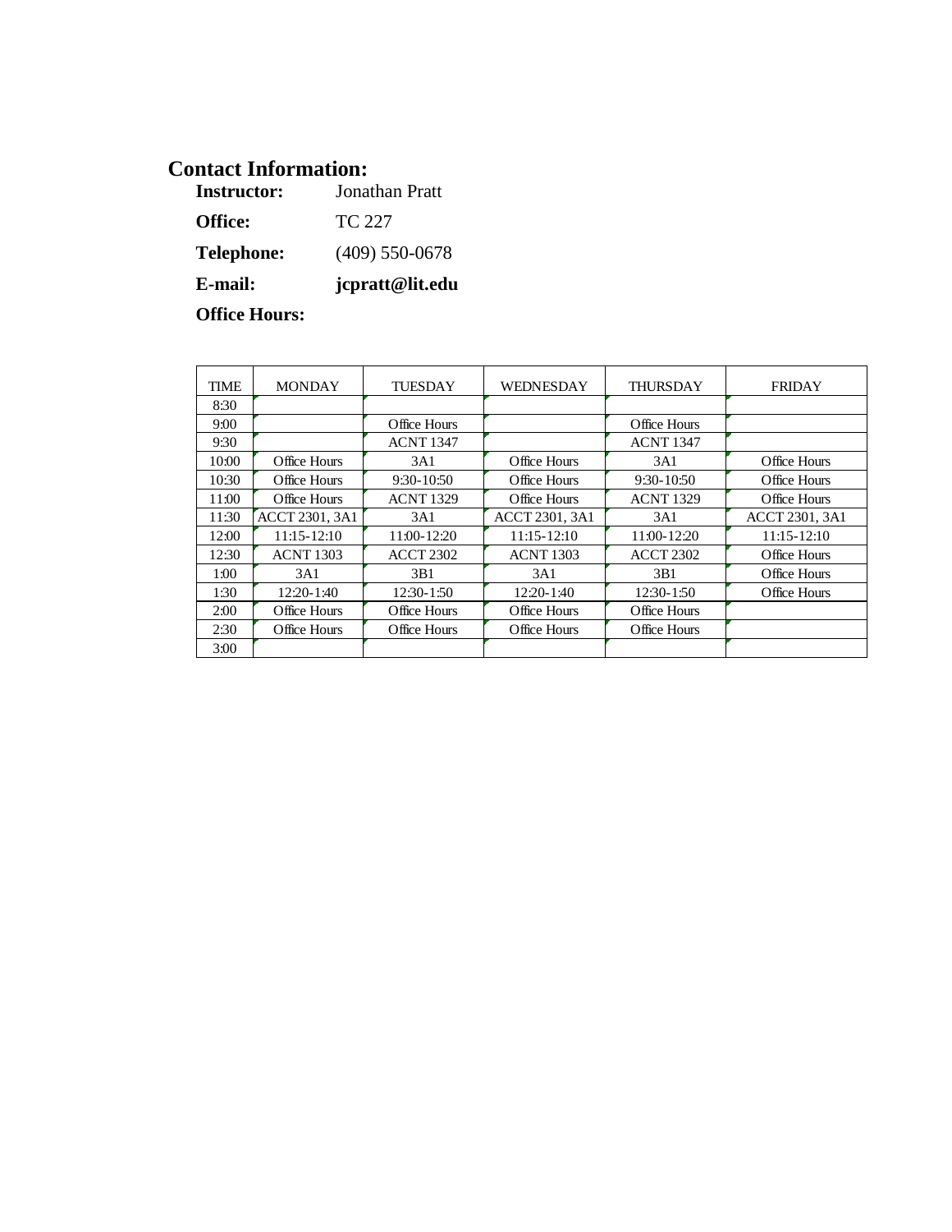## Contact Information:

**Instructor:** Jonathan Pratt

**Office:** TC 227

**Telephone:** (409) 550-0678

**E-mail:** **jcpratt@lit.edu**

**Office Hours:**

| TIME | MONDAY | TUESDAY | WEDNESDAY | THURSDAY | FRIDAY |
|---|---|---|---|---|---|
| 8:30 | | | | | |
| 9:00 | | Office Hours | | Office Hours | |
| 9:30 | | ACNT 1347 | | ACNT 1347 | |
| 10:00 | Office Hours | 3A1 | Office Hours | 3A1 | Office Hours |
| 10:30 | Office Hours | 9:30-10:50 | Office Hours | 9:30-10:50 | Office Hours |
| 11:00 | Office Hours | ACNT 1329 | Office Hours | ACNT 1329 | Office Hours |
| 11:30 | ACCT 2301, 3A1 | 3A1 | ACCT 2301, 3A1 | 3A1 | ACCT 2301, 3A1 |
| 12:00 | 11:15-12:10 | 11:00-12:20 | 11:15-12:10 | 11:00-12:20 | 11:15-12:10 |
| 12:30 | ACNT 1303 | ACCT 2302 | ACNT 1303 | ACCT 2302 | Office Hours |
| 1:00 | 3A1 | 3B1 | 3A1 | 3B1 | Office Hours |
| 1:30 | 12:20-1:40 | 12:30-1:50 | 12:20-1:40 | 12:30-1:50 | Office Hours |
| 2:00 | Office Hours | Office Hours | Office Hours | Office Hours | |
| 2:30 | Office Hours | Office Hours | Office Hours | Office Hours | |
| 3:00 | | | | | |